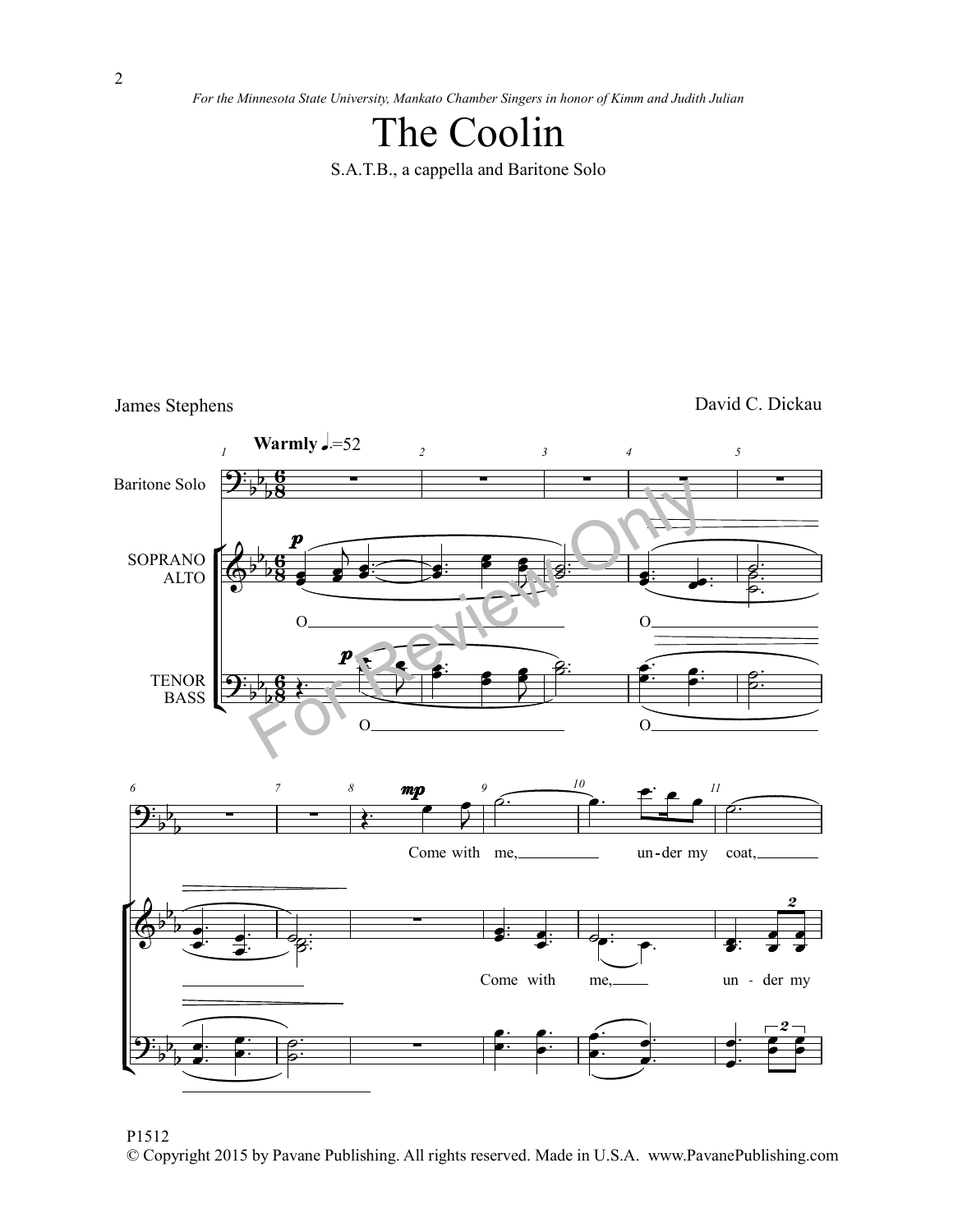*For the Minnesota State University, Mankato Chamber Singers in honor of Kimm and Judith Julian*

# The Coolin

S.A.T.B., a cappella and Baritone Solo

James Stephens

David C. Dickau

**Warmly** ♩.=52

P1512

© Copyright 2015 by Pavane Publishing. All rights reserved. Made in U.S.A. www.PavanePublishing.com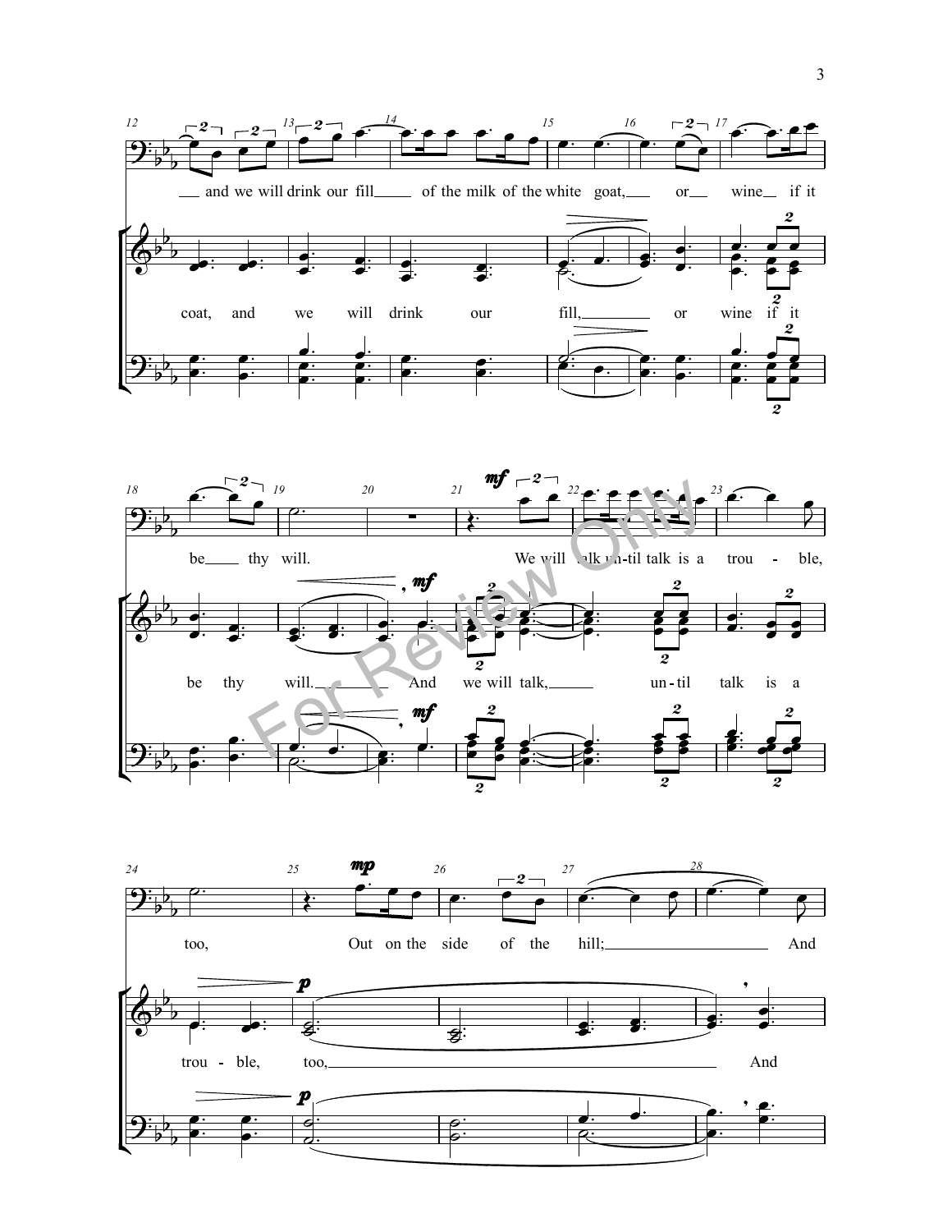— and we will drink our fill — of the milk of the white goat, — or — wine — if it

coat, and we will drink our fill, — or wine if it

be — thy will. We will talk until talk is a trou - ble,

be thy will. — And we will talk, — un - til talk is a

too, Out on the side of the hill; — And

trou - ble, too, — And

For Review Only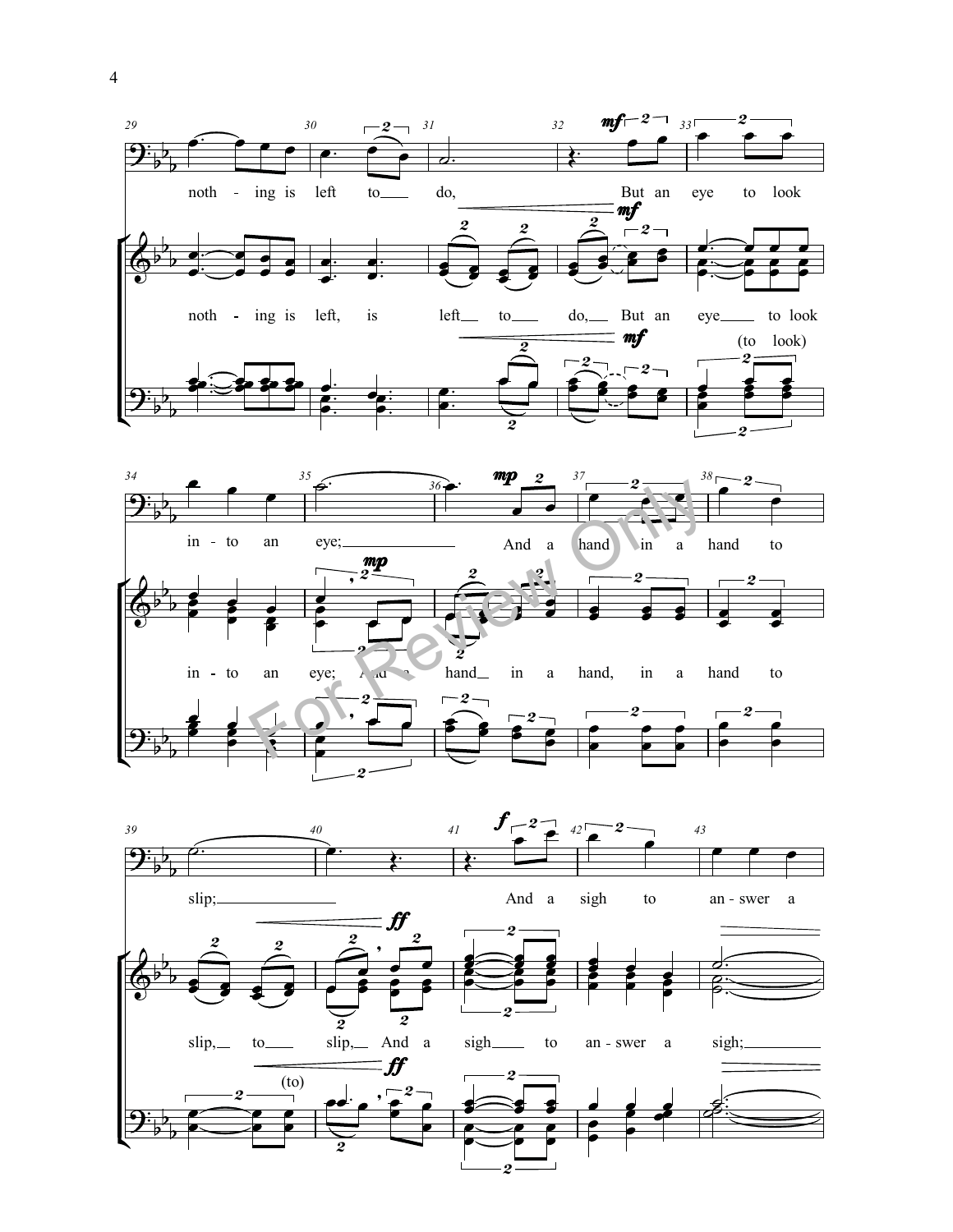noth - ing is left to do, But an eye to look

noth - ing is left, is left to do, But an eye to look

(to look)

in - to an eye; And a hand in a hand to

in - to an eye; And a hand in a hand, in a hand to

slip; And a sigh to an - swer a

slip, to slip, And a sigh to an - swer a sigh;

(to)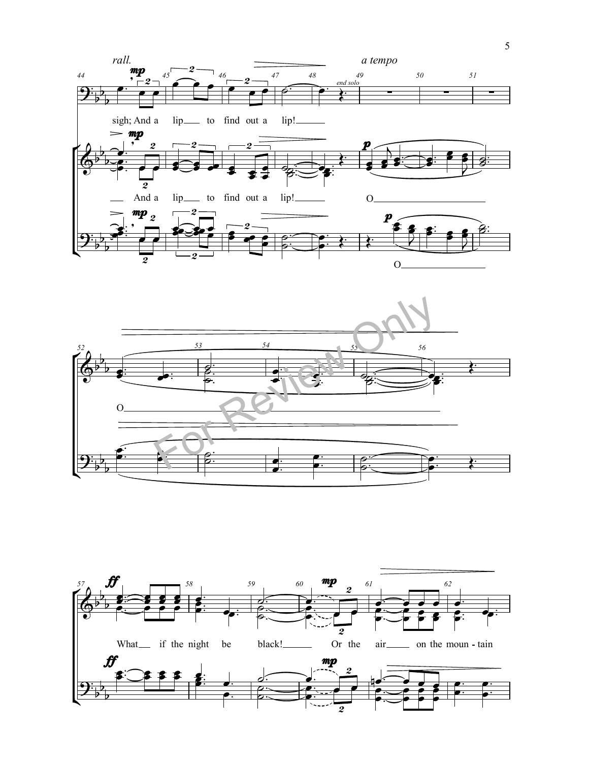*rall.* *a tempo*

sigh; And a lip___ to find out a lip!___

___ And a lip___ to find out a lip!___ O_______________

O_______________

O_______________________________________________

What___ if the night be black!___ Or the air___ on the moun - tain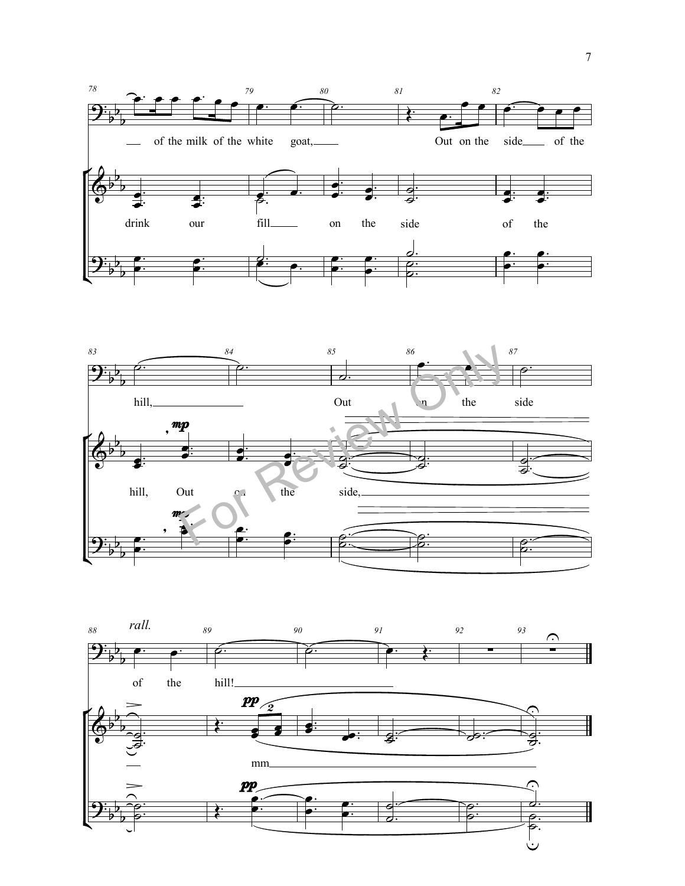78 79 80 81 82

of the milk of the white goat, Out on the side of the

drink our fill on the side of the

83 84 85 86 87

hill, Out on the side

*mp*

hill, Out on the side,

*mp*

88 *rall.* 89 90 91 92 93

of the hill!

*pp*

mm

*pp*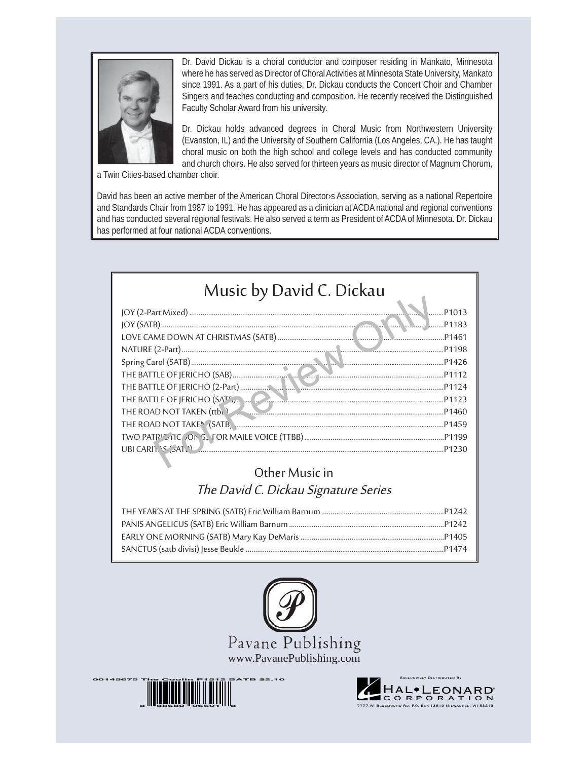Dr. David Dickau is a choral conductor and composer residing in Mankato, Minnesota where he has served as Director of Choral Activities at Minnesota State University, Mankato since 1991. As a part of his duties, Dr. Dickau conducts the Concert Choir and Chamber Singers and teaches conducting and composition. He recently received the Distinguished Faculty Scholar Award from his university.

Dr. Dickau holds advanced degrees in Choral Music from Northwestern University (Evanston, IL) and the University of Southern California (Los Angeles, CA.). He has taught choral music on both the high school and college levels and has conducted community and church choirs. He also served for thirteen years as music director of Magnum Chorum, a Twin Cities-based chamber choir.

David has been an active member of the American Choral Director›s Association, serving as a national Repertoire and Standards Chair from 1987 to 1991. He has appeared as a clinician at ACDA national and regional conventions and has conducted several regional festivals. He also served a term as President of ACDA of Minnesota. Dr. Dickau has performed at four national ACDA conventions.

## Music by David C. Dickau

- JOY (2-Part Mixed) ........ P1013
- JOY (SATB) ........ P1183
- LOVE CAME DOWN AT CHRISTMAS (SATB) ........ P1461
- NATURE (2-Part) ........ P1198
- Spring Carol (SATB) ........ P1426
- THE BATTLE OF JERICHO (SAB) ........ P1112
- THE BATTLE OF JERICHO (2-Part) ........ P1124
- THE BATTLE OF JERICHO (SATB) ........ P1123
- THE ROAD NOT TAKEN (ttbb) ........ P1460
- THE ROAD NOT TAKEN (SATB) ........ P1459
- TWO PATRIOTIC SONGS FOR MAILE VOICE (TTBB) ........ P1199
- UBI CARITAS (SATB) ........ P1230

### Other Music in *The David C. Dickau Signature Series*

- THE YEAR'S AT THE SPRING (SATB) Eric William Barnum ........ P1242
- PANIS ANGELICUS (SATB) Eric William Barnum ........ P1242
- EARLY ONE MORNING (SATB) Mary Kay DeMaris ........ P1405
- SANCTUS (satb divisi) Jesse Beukle ........ P1474

Pavane Publishing
www.PavanePublishing.com

00145675 The Coolin P1512 SATB $2.10

8 88680 05691 8

Exclusively Distributed By
HAL•LEONARD® CORPORATION
7777 W. Bluemound Rd. P.O. Box 13819 Milwaukee, WI 53213